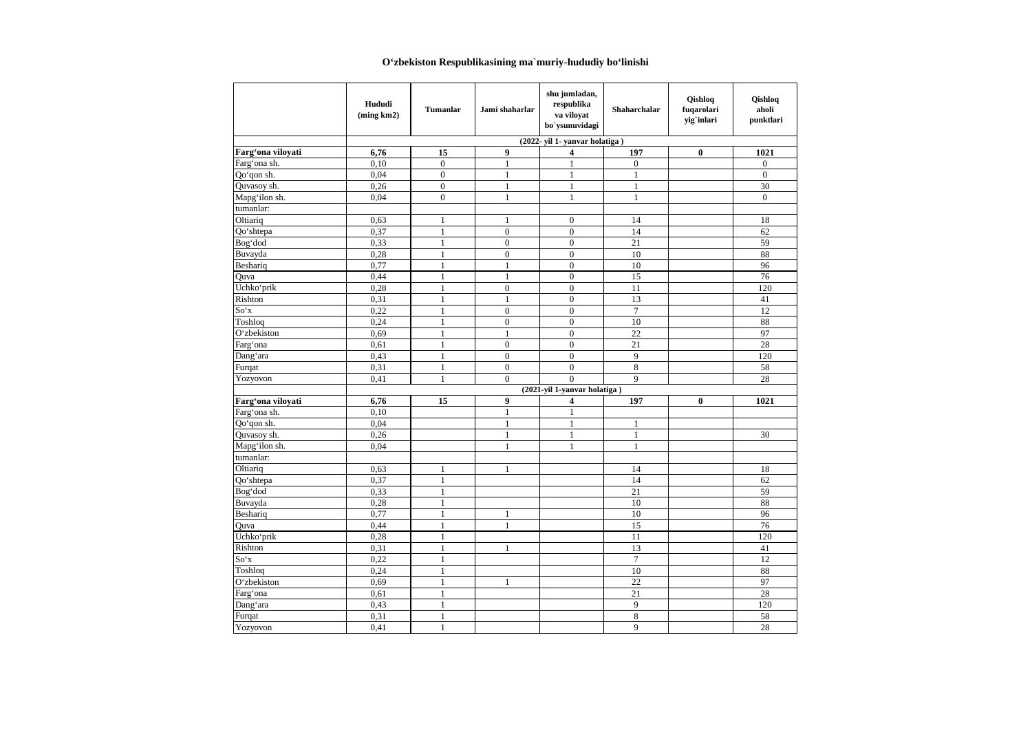# O‘zbekiston Respublikasining ma`muriy-hududiy bo‘linishi

| | Hududi (ming km2) | Tumanlar | Jami shaharlar | shu jumladan, respublika va viloyat bo`ysunuvidagi | Shaharchalar | Qishloq fuqarolari yig`inlari | Qishloq aholi punktlari |
|---|---|---|---|---|---|---|---|
| | (2022- yil 1- yanvar holatiga ) | | | | | | |
| **Farg‘ona viloyati** | **6,76** | **15** | **9** | **4** | **197** | **0** | **1021** |
| Farg‘ona sh. | 0,10 | 0 | 1 | 1 | 0 | | 0 |
| Qo‘qon sh. | 0,04 | 0 | 1 | 1 | 1 | | 0 |
| Quvasoy sh. | 0,26 | 0 | 1 | 1 | 1 | | 30 |
| Mapg‘ilon sh. | 0,04 | 0 | 1 | 1 | 1 | | 0 |
| tumanlar: | | | | | | | |
| Oltiariq | 0,63 | 1 | 1 | 0 | 14 | | 18 |
| Qo‘shtepa | 0,37 | 1 | 0 | 0 | 14 | | 62 |
| Bog‘dod | 0,33 | 1 | 0 | 0 | 21 | | 59 |
| Buvayda | 0,28 | 1 | 0 | 0 | 10 | | 88 |
| Beshariq | 0,77 | 1 | 1 | 0 | 10 | | 96 |
| Quva | 0,44 | 1 | 1 | 0 | 15 | | 76 |
| Uchko‘prik | 0,28 | 1 | 0 | 0 | 11 | | 120 |
| Rishton | 0,31 | 1 | 1 | 0 | 13 | | 41 |
| So‘x | 0,22 | 1 | 0 | 0 | 7 | | 12 |
| Toshloq | 0,24 | 1 | 0 | 0 | 10 | | 88 |
| O‘zbekiston | 0,69 | 1 | 1 | 0 | 22 | | 97 |
| Farg‘ona | 0,61 | 1 | 0 | 0 | 21 | | 28 |
| Dang‘ara | 0,43 | 1 | 0 | 0 | 9 | | 120 |
| Furqat | 0,31 | 1 | 0 | 0 | 8 | | 58 |
| Yozyovon | 0,41 | 1 | 0 | 0 | 9 | | 28 |
| | (2021-yil 1-yanvar holatiga ) | | | | | | |
| **Farg‘ona viloyati** | **6,76** | **15** | **9** | **4** | **197** | **0** | **1021** |
| Farg‘ona sh. | 0,10 | | 1 | 1 | | | |
| Qo‘qon sh. | 0,04 | | 1 | 1 | 1 | | |
| Quvasoy sh. | 0,26 | | 1 | 1 | 1 | | 30 |
| Mapg‘ilon sh. | 0,04 | | 1 | 1 | 1 | | |
| tumanlar: | | | | | | | |
| Oltiariq | 0,63 | 1 | 1 | | 14 | | 18 |
| Qo‘shtepa | 0,37 | 1 | | | 14 | | 62 |
| Bog‘dod | 0,33 | 1 | | | 21 | | 59 |
| Buvayda | 0,28 | 1 | | | 10 | | 88 |
| Beshariq | 0,77 | 1 | 1 | | 10 | | 96 |
| Quva | 0,44 | 1 | 1 | | 15 | | 76 |
| Uchko‘prik | 0,28 | 1 | | | 11 | | 120 |
| Rishton | 0,31 | 1 | 1 | | 13 | | 41 |
| So‘x | 0,22 | 1 | | | 7 | | 12 |
| Toshloq | 0,24 | 1 | | | 10 | | 88 |
| O‘zbekiston | 0,69 | 1 | 1 | | 22 | | 97 |
| Farg‘ona | 0,61 | 1 | | | 21 | | 28 |
| Dang‘ara | 0,43 | 1 | | | 9 | | 120 |
| Furqat | 0,31 | 1 | | | 8 | | 58 |
| Yozyovon | 0,41 | 1 | | | 9 | | 28 |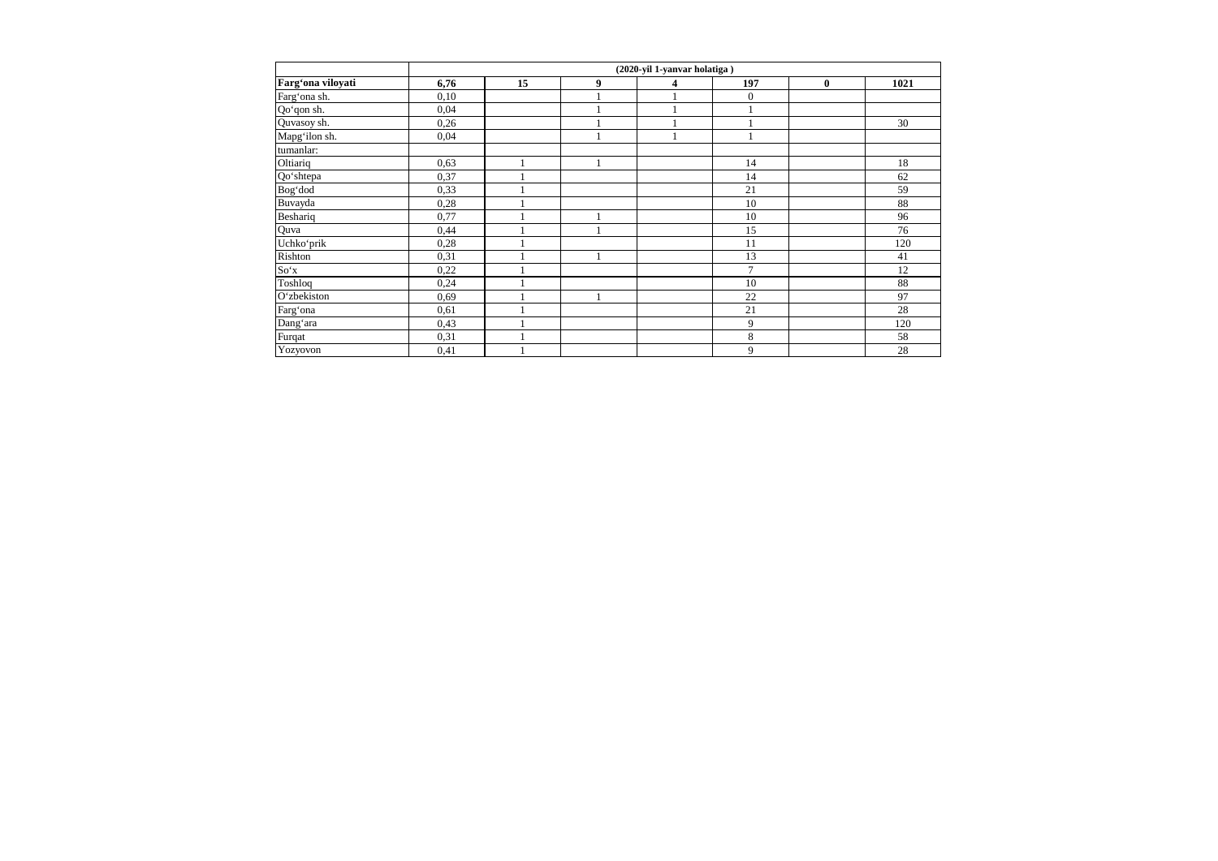| | (2020-yil 1-yanvar holatiga ) | | | | | | |
|---|---|---|---|---|---|---|---|
| **Farg'ona viloyati** | **6,76** | **15** | **9** | **4** | **197** | **0** | **1021** |
| Farg'ona sh. | 0,10 | | 1 | 1 | 0 | | |
| Qo'qon sh. | 0,04 | | 1 | 1 | 1 | | |
| Quvasoy sh. | 0,26 | | 1 | 1 | 1 | | 30 |
| Mapg'ilon sh. | 0,04 | | 1 | 1 | 1 | | |
| tumanlar: | | | | | | | |
| Oltiariq | 0,63 | 1 | 1 | | 14 | | 18 |
| Qo'shtepa | 0,37 | 1 | | | 14 | | 62 |
| Bog'dod | 0,33 | 1 | | | 21 | | 59 |
| Buvayda | 0,28 | 1 | | | 10 | | 88 |
| Beshariq | 0,77 | 1 | 1 | | 10 | | 96 |
| Quva | 0,44 | 1 | 1 | | 15 | | 76 |
| Uchko'prik | 0,28 | 1 | | | 11 | | 120 |
| Rishton | 0,31 | 1 | 1 | | 13 | | 41 |
| So'x | 0,22 | 1 | | | 7 | | 12 |
| Toshloq | 0,24 | 1 | | | 10 | | 88 |
| O'zbekiston | 0,69 | 1 | 1 | | 22 | | 97 |
| Farg'ona | 0,61 | 1 | | | 21 | | 28 |
| Dang'ara | 0,43 | 1 | | | 9 | | 120 |
| Furqat | 0,31 | 1 | | | 8 | | 58 |
| Yozyovon | 0,41 | 1 | | | 9 | | 28 |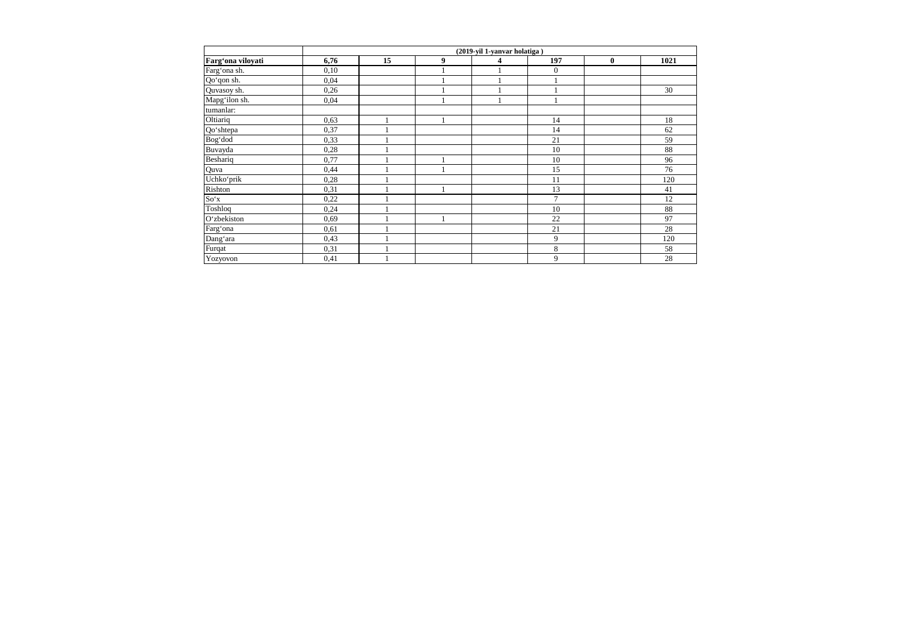| | (2019-yil 1-yanvar holatiga ) | | | | | | |
|---|---|---|---|---|---|---|---|
| **Farg'ona viloyati** | **6,76** | **15** | **9** | **4** | **197** | **0** | **1021** |
| Farg'ona sh. | 0,10 | | 1 | 1 | 0 | | |
| Qo'qon sh. | 0,04 | | 1 | 1 | 1 | | |
| Quvasoy sh. | 0,26 | | 1 | 1 | 1 | | 30 |
| Mapg'ilon sh. | 0,04 | | 1 | 1 | 1 | | |
| tumanlar: | | | | | | | |
| Oltiariq | 0,63 | 1 | 1 | | 14 | | 18 |
| Qo'shtepa | 0,37 | 1 | | | 14 | | 62 |
| Bog'dod | 0,33 | 1 | | | 21 | | 59 |
| Buvayda | 0,28 | 1 | | | 10 | | 88 |
| Beshariq | 0,77 | 1 | 1 | | 10 | | 96 |
| Quva | 0,44 | 1 | 1 | | 15 | | 76 |
| Uchko'prik | 0,28 | 1 | | | 11 | | 120 |
| Rishton | 0,31 | 1 | 1 | | 13 | | 41 |
| So'x | 0,22 | 1 | | | 7 | | 12 |
| Toshloq | 0,24 | 1 | | | 10 | | 88 |
| O'zbekiston | 0,69 | 1 | 1 | | 22 | | 97 |
| Farg'ona | 0,61 | 1 | | | 21 | | 28 |
| Dang'ara | 0,43 | 1 | | | 9 | | 120 |
| Furqat | 0,31 | 1 | | | 8 | | 58 |
| Yozyovon | 0,41 | 1 | | | 9 | | 28 |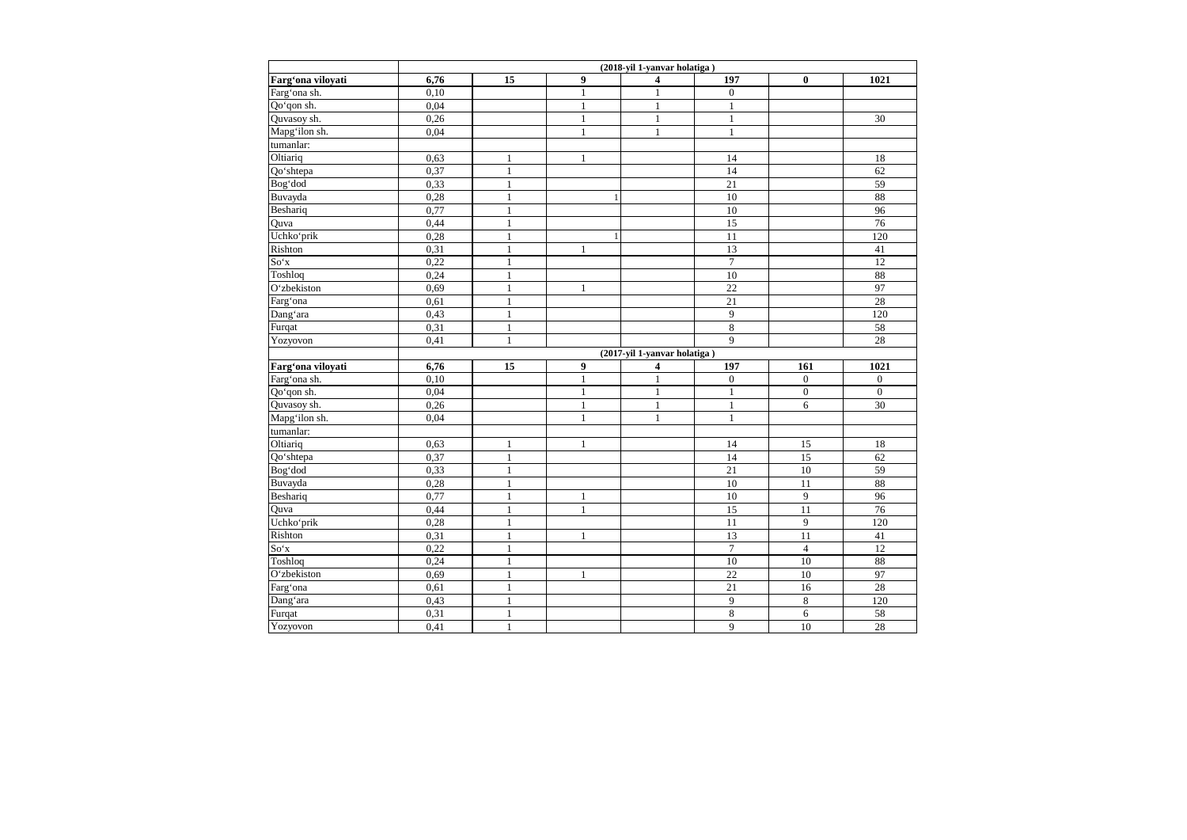| | | | | | | | |
|---|---|---|---|---|---|---|---|
| | (2018-yil 1-yanvar holatiga ) | | | | | | |
| **Farg'ona viloyati** | **6,76** | **15** | **9** | **4** | **197** | **0** | **1021** |
| Farg'ona sh. | 0,10 | | 1 | 1 | 0 | | |
| Qo'qon sh. | 0,04 | | 1 | 1 | 1 | | |
| Quvasoy sh. | 0,26 | | 1 | 1 | 1 | | 30 |
| Mapg'ilon sh. | 0,04 | | 1 | 1 | 1 | | |
| tumanlar: | | | | | | | |
| Oltiariq | 0,63 | 1 | 1 | | 14 | | 18 |
| Qo'shtepa | 0,37 | 1 | | | 14 | | 62 |
| Bog'dod | 0,33 | 1 | | | 21 | | 59 |
| Buvayda | 0,28 | 1 | 1 | | 10 | | 88 |
| Beshariq | 0,77 | 1 | | | 10 | | 96 |
| Quva | 0,44 | 1 | | | 15 | | 76 |
| Uchko'prik | 0,28 | 1 | 1 | | 11 | | 120 |
| Rishton | 0,31 | 1 | 1 | | 13 | | 41 |
| So'x | 0,22 | 1 | | | 7 | | 12 |
| Toshloq | 0,24 | 1 | | | 10 | | 88 |
| O'zbekiston | 0,69 | 1 | 1 | | 22 | | 97 |
| Farg'ona | 0,61 | 1 | | | 21 | | 28 |
| Dang'ara | 0,43 | 1 | | | 9 | | 120 |
| Furqat | 0,31 | 1 | | | 8 | | 58 |
| Yozyovon | 0,41 | 1 | | | 9 | | 28 |
| | (2017-yil 1-yanvar holatiga ) | | | | | | |
| **Farg'ona viloyati** | **6,76** | **15** | **9** | **4** | **197** | **161** | **1021** |
| Farg'ona sh. | 0,10 | | 1 | 1 | 0 | 0 | 0 |
| Qo'qon sh. | 0,04 | | 1 | 1 | 1 | 0 | 0 |
| Quvasoy sh. | 0,26 | | 1 | 1 | 1 | 6 | 30 |
| Mapg'ilon sh. | 0,04 | | 1 | 1 | 1 | | |
| tumanlar: | | | | | | | |
| Oltiariq | 0,63 | 1 | 1 | | 14 | 15 | 18 |
| Qo'shtepa | 0,37 | 1 | | | 14 | 15 | 62 |
| Bog'dod | 0,33 | 1 | | | 21 | 10 | 59 |
| Buvayda | 0,28 | 1 | | | 10 | 11 | 88 |
| Beshariq | 0,77 | 1 | 1 | | 10 | 9 | 96 |
| Quva | 0,44 | 1 | 1 | | 15 | 11 | 76 |
| Uchko'prik | 0,28 | 1 | | | 11 | 9 | 120 |
| Rishton | 0,31 | 1 | 1 | | 13 | 11 | 41 |
| So'x | 0,22 | 1 | | | 7 | 4 | 12 |
| Toshloq | 0,24 | 1 | | | 10 | 10 | 88 |
| O'zbekiston | 0,69 | 1 | 1 | | 22 | 10 | 97 |
| Farg'ona | 0,61 | 1 | | | 21 | 16 | 28 |
| Dang'ara | 0,43 | 1 | | | 9 | 8 | 120 |
| Furqat | 0,31 | 1 | | | 8 | 6 | 58 |
| Yozyovon | 0,41 | 1 | | | 9 | 10 | 28 |